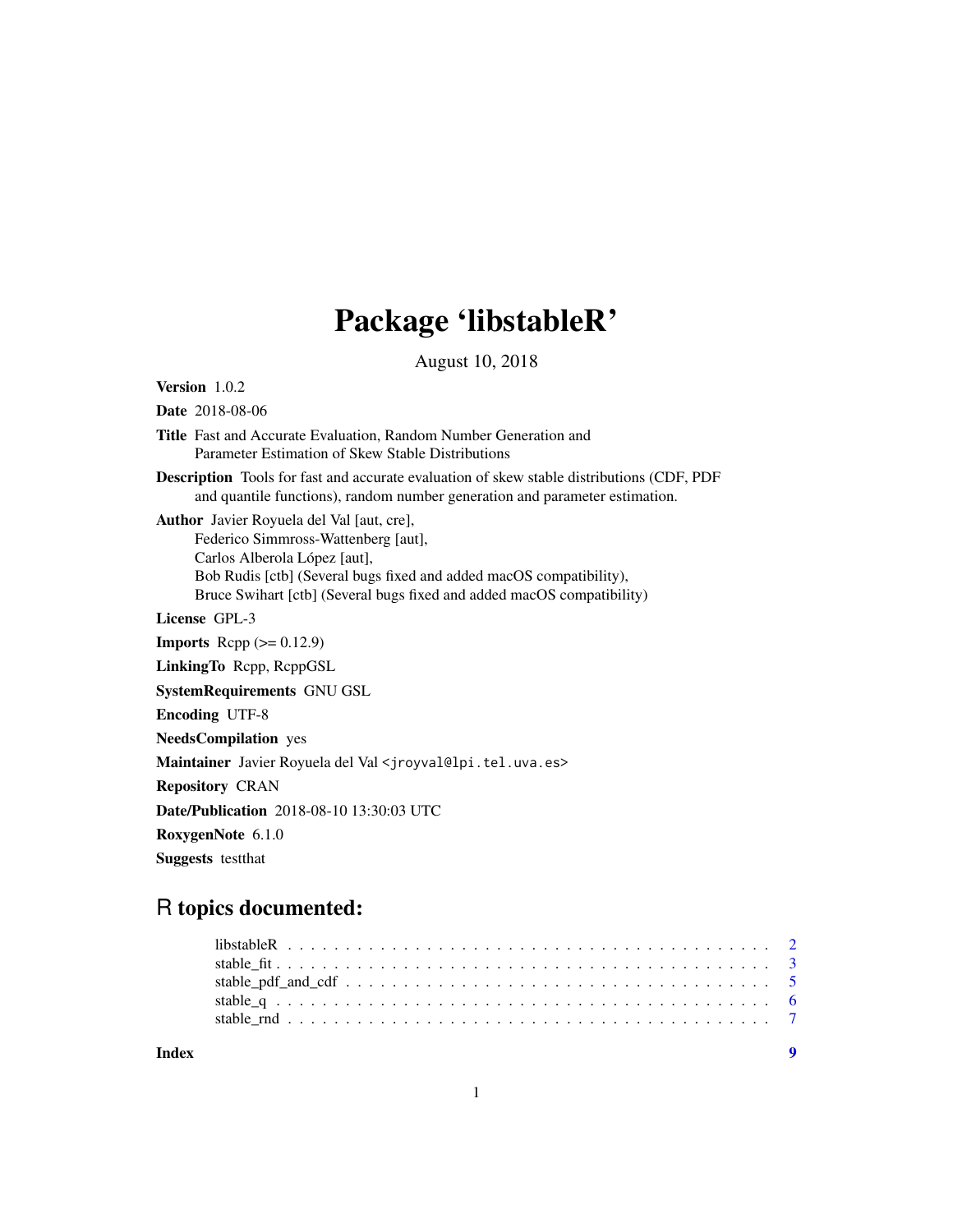# Package 'libstableR'

August 10, 2018

**Version** 1.0.2

**Date** 2018-08-06

**Title** Fast and Accurate Evaluation, Random Number Generation and Parameter Estimation of Skew Stable Distributions

**Description** Tools for fast and accurate evaluation of skew stable distributions (CDF, PDF and quantile functions), random number generation and parameter estimation.

**Author** Javier Royuela del Val [aut, cre],
Federico Simmross-Wattenberg [aut],
Carlos Alberola López [aut],
Bob Rudis [ctb] (Several bugs fixed and added macOS compatibility),
Bruce Swihart [ctb] (Several bugs fixed and added macOS compatibility)

**License** GPL-3

**Imports** Rcpp (>= 0.12.9)

**LinkingTo** Rcpp, RcppGSL

**SystemRequirements** GNU GSL

**Encoding** UTF-8

**NeedsCompilation** yes

**Maintainer** Javier Royuela del Val <jroyval@lpi.tel.uva.es>

**Repository** CRAN

**Date/Publication** 2018-08-10 13:30:03 UTC

**RoxygenNote** 6.1.0

**Suggests** testthat

## R topics documented:

- libstableR . . . . . . . . . . . . . . . . . . . . . . . . . . . . . . . . . . . . . . . . . 2
- stable_fit . . . . . . . . . . . . . . . . . . . . . . . . . . . . . . . . . . . . . . . . . 3
- stable_pdf_and_cdf . . . . . . . . . . . . . . . . . . . . . . . . . . . . . . . . . . . . 5
- stable_q . . . . . . . . . . . . . . . . . . . . . . . . . . . . . . . . . . . . . . . . . . 6
- stable_rnd . . . . . . . . . . . . . . . . . . . . . . . . . . . . . . . . . . . . . . . . . 7

**Index** 9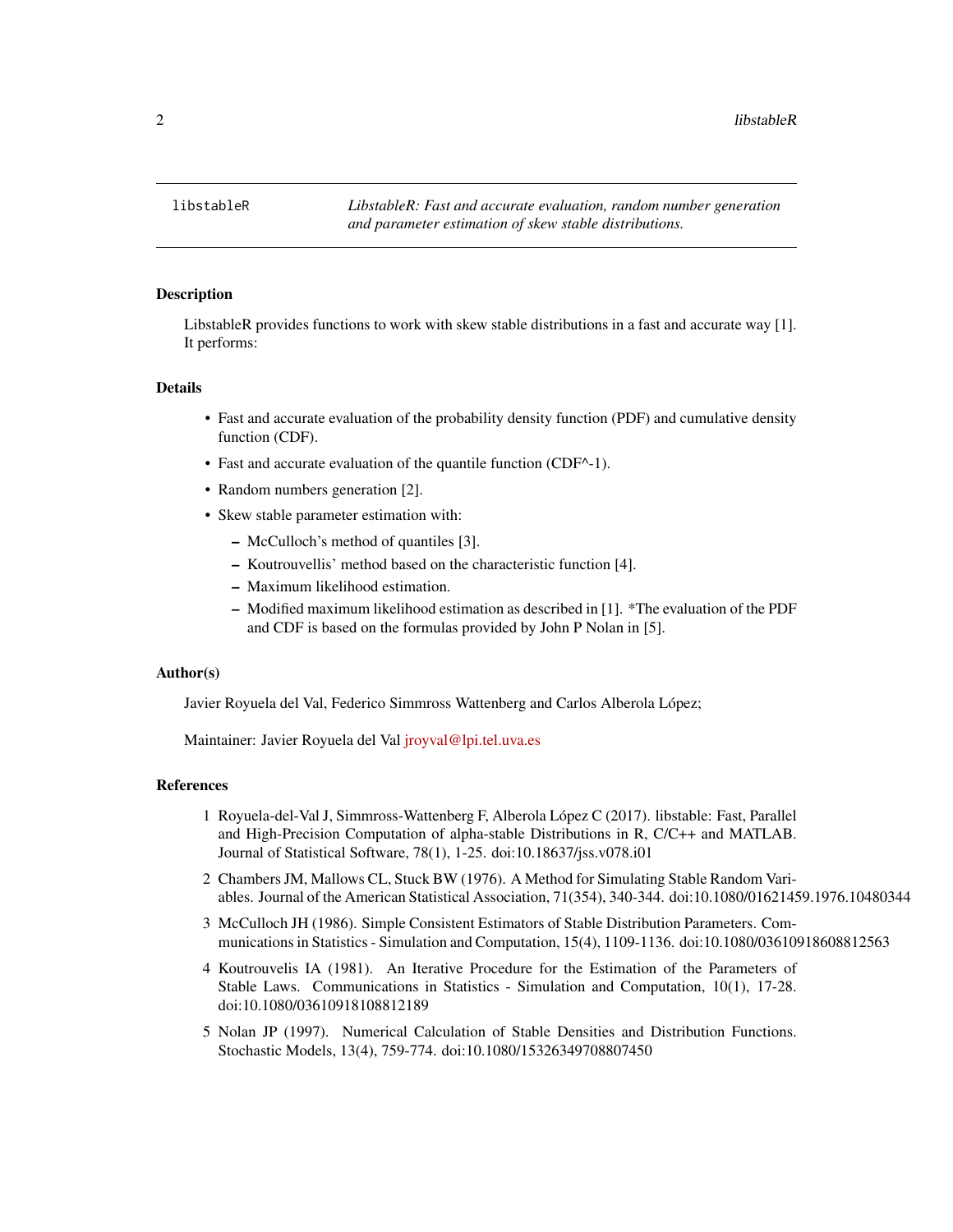libstableR — *LibstableR: Fast and accurate evaluation, random number generation and parameter estimation of skew stable distributions.*

### Description

LibstableR provides functions to work with skew stable distributions in a fast and accurate way [1]. It performs:

### Details

- Fast and accurate evaluation of the probability density function (PDF) and cumulative density function (CDF).
- Fast and accurate evaluation of the quantile function (CDF^-1).
- Random numbers generation [2].
- Skew stable parameter estimation with:
  - McCulloch's method of quantiles [3].
  - Koutrouvellis' method based on the characteristic function [4].
  - Maximum likelihood estimation.
  - Modified maximum likelihood estimation as described in [1]. *The evaluation of the PDF and CDF is based on the formulas provided by John P Nolan in [5].

### Author(s)

Javier Royuela del Val, Federico Simmross Wattenberg and Carlos Alberola López;

Maintainer: Javier Royuela del Val jroyval@lpi.tel.uva.es

### References

1. Royuela-del-Val J, Simmross-Wattenberg F, Alberola López C (2017). libstable: Fast, Parallel and High-Precision Computation of alpha-stable Distributions in R, C/C++ and MATLAB. Journal of Statistical Software, 78(1), 1-25. doi:10.18637/jss.v078.i01
2. Chambers JM, Mallows CL, Stuck BW (1976). A Method for Simulating Stable Random Variables. Journal of the American Statistical Association, 71(354), 340-344. doi:10.1080/01621459.1976.10480344
3. McCulloch JH (1986). Simple Consistent Estimators of Stable Distribution Parameters. Communications in Statistics - Simulation and Computation, 15(4), 1109-1136. doi:10.1080/03610918608812563
4. Koutrouvelis IA (1981). An Iterative Procedure for the Estimation of the Parameters of Stable Laws. Communications in Statistics - Simulation and Computation, 10(1), 17-28. doi:10.1080/03610918108812189
5. Nolan JP (1997). Numerical Calculation of Stable Densities and Distribution Functions. Stochastic Models, 13(4), 759-774. doi:10.1080/15326349708807450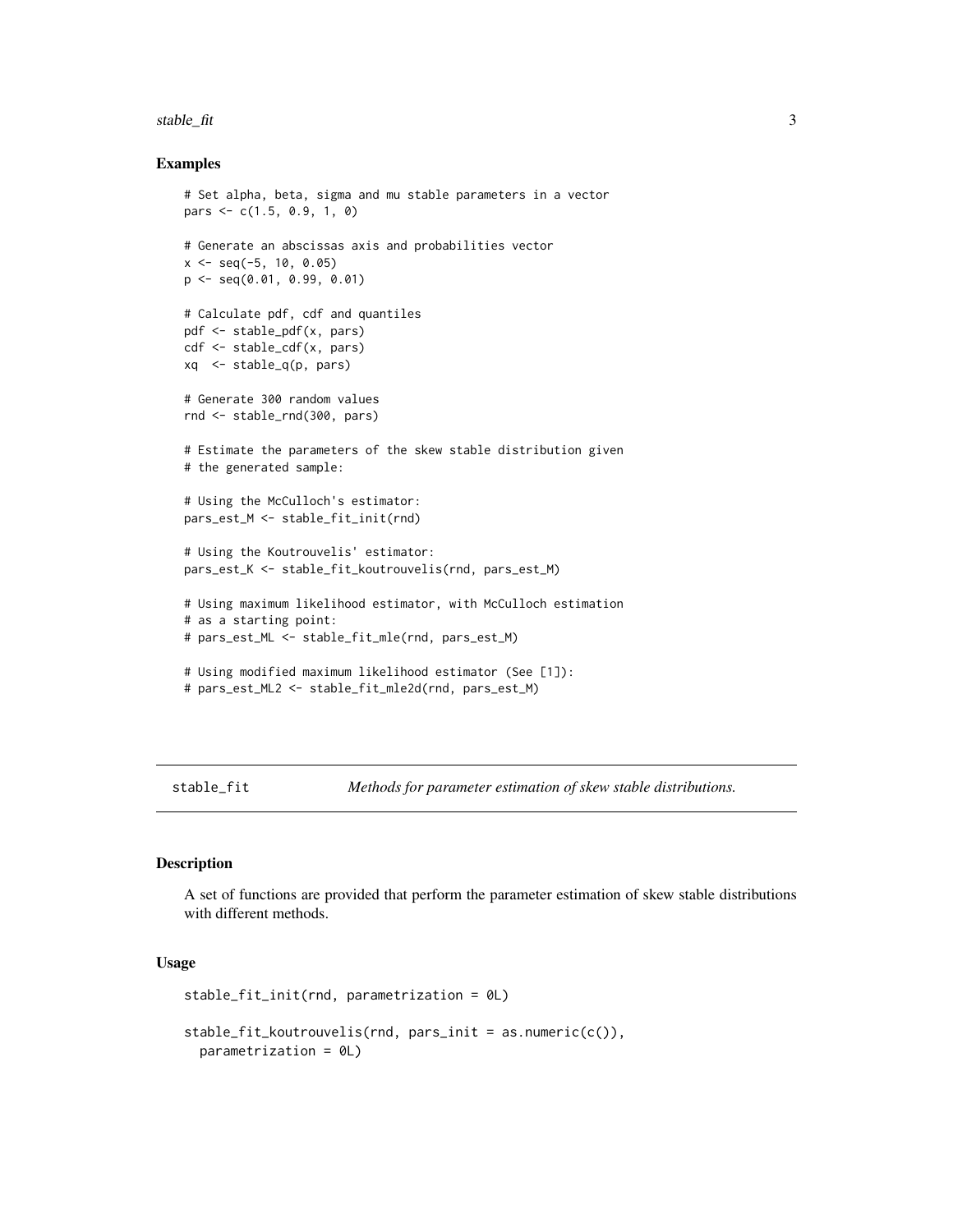### Examples

```
# Set alpha, beta, sigma and mu stable parameters in a vector
pars <- c(1.5, 0.9, 1, 0)

# Generate an abscissas axis and probabilities vector
x <- seq(-5, 10, 0.05)
p <- seq(0.01, 0.99, 0.01)

# Calculate pdf, cdf and quantiles
pdf <- stable_pdf(x, pars)
cdf <- stable_cdf(x, pars)
xq  <- stable_q(p, pars)

# Generate 300 random values
rnd <- stable_rnd(300, pars)

# Estimate the parameters of the skew stable distribution given
# the generated sample:

# Using the McCulloch's estimator:
pars_est_M <- stable_fit_init(rnd)

# Using the Koutrouvelis' estimator:
pars_est_K <- stable_fit_koutrouvelis(rnd, pars_est_M)

# Using maximum likelihood estimator, with McCulloch estimation
# as a starting point:
# pars_est_ML <- stable_fit_mle(rnd, pars_est_M)

# Using modified maximum likelihood estimator (See [1]):
# pars_est_ML2 <- stable_fit_mle2d(rnd, pars_est_M)
```

---

## stable_fit — *Methods for parameter estimation of skew stable distributions.*

### Description

A set of functions are provided that perform the parameter estimation of skew stable distributions with different methods.

### Usage

```
stable_fit_init(rnd, parametrization = 0L)

stable_fit_koutrouvelis(rnd, pars_init = as.numeric(c()),
  parametrization = 0L)
```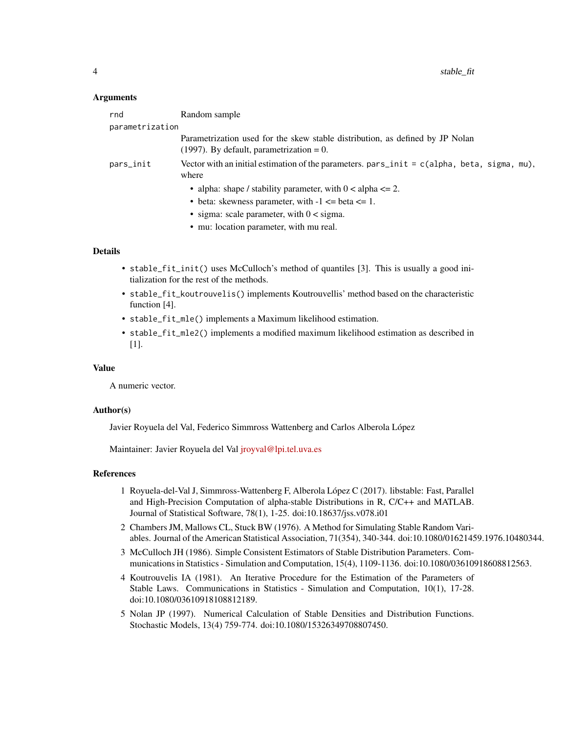### Arguments

- `rnd`: Random sample
- `parametrization`: Parametrization used for the skew stable distribution, as defined by JP Nolan (1997). By default, parametrization = 0.
- `pars_init`: Vector with an initial estimation of the parameters. `pars_init = c(alpha, beta, sigma, mu)`, where
  - alpha: shape / stability parameter, with 0 < alpha <= 2.
  - beta: skewness parameter, with -1 <= beta <= 1.
  - sigma: scale parameter, with 0 < sigma.
  - mu: location parameter, with mu real.

### Details

- `stable_fit_init()` uses McCulloch's method of quantiles [3]. This is usually a good initialization for the rest of the methods.
- `stable_fit_koutrouvelis()` implements Koutrouvellis' method based on the characteristic function [4].
- `stable_fit_mle()` implements a Maximum likelihood estimation.
- `stable_fit_mle2()` implements a modified maximum likelihood estimation as described in [1].

### Value

A numeric vector.

### Author(s)

Javier Royuela del Val, Federico Simmross Wattenberg and Carlos Alberola López

Maintainer: Javier Royuela del Val jroyval@lpi.tel.uva.es

### References

1. Royuela-del-Val J, Simmross-Wattenberg F, Alberola López C (2017). libstable: Fast, Parallel and High-Precision Computation of alpha-stable Distributions in R, C/C++ and MATLAB. Journal of Statistical Software, 78(1), 1-25. doi:10.18637/jss.v078.i01
2. Chambers JM, Mallows CL, Stuck BW (1976). A Method for Simulating Stable Random Variables. Journal of the American Statistical Association, 71(354), 340-344. doi:10.1080/01621459.1976.10480344.
3. McCulloch JH (1986). Simple Consistent Estimators of Stable Distribution Parameters. Communications in Statistics - Simulation and Computation, 15(4), 1109-1136. doi:10.1080/03610918608812563.
4. Koutrouvelis IA (1981). An Iterative Procedure for the Estimation of the Parameters of Stable Laws. Communications in Statistics - Simulation and Computation, 10(1), 17-28. doi:10.1080/03610918108812189.
5. Nolan JP (1997). Numerical Calculation of Stable Densities and Distribution Functions. Stochastic Models, 13(4) 759-774. doi:10.1080/15326349708807450.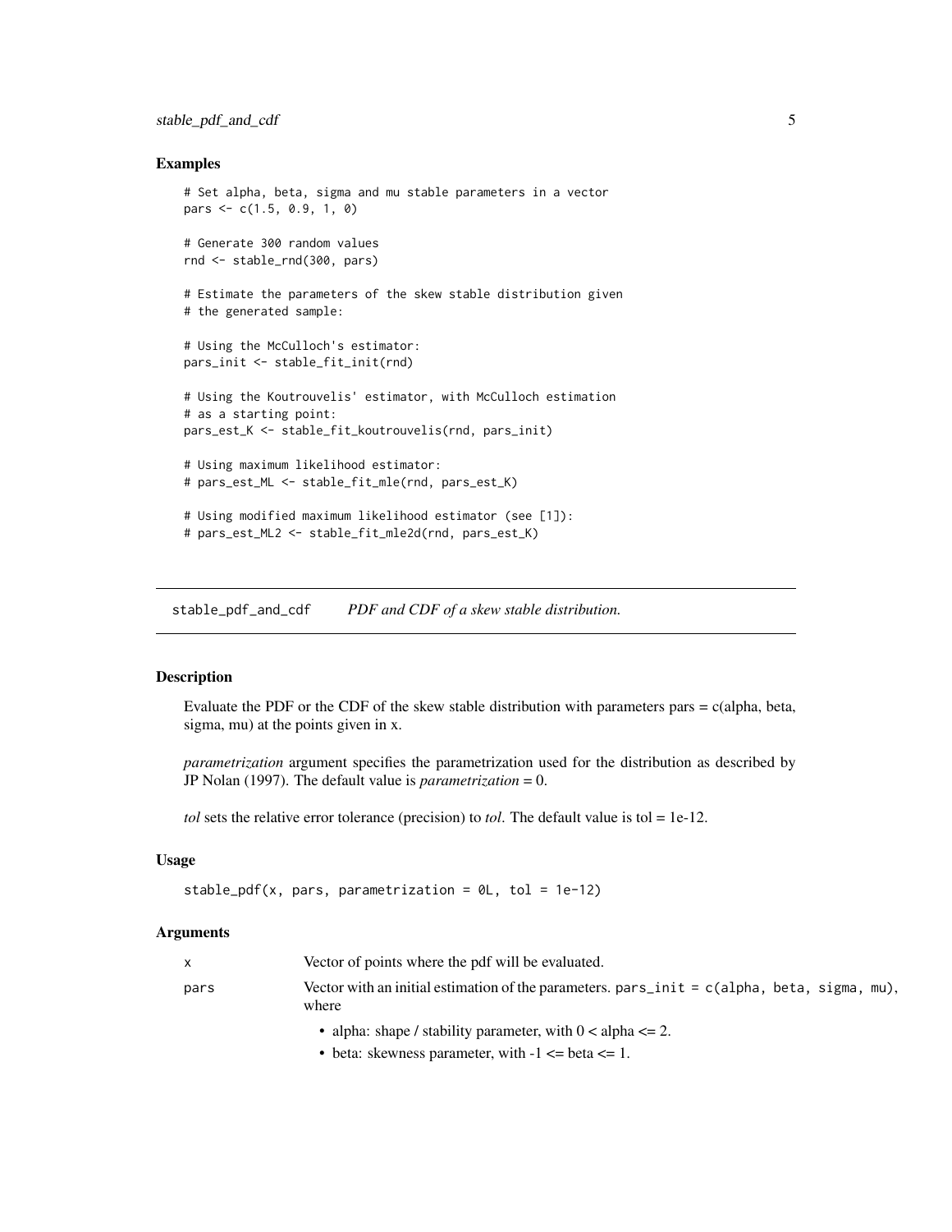### Examples

```
# Set alpha, beta, sigma and mu stable parameters in a vector
pars <- c(1.5, 0.9, 1, 0)

# Generate 300 random values
rnd <- stable_rnd(300, pars)

# Estimate the parameters of the skew stable distribution given
# the generated sample:

# Using the McCulloch's estimator:
pars_init <- stable_fit_init(rnd)

# Using the Koutrouvelis' estimator, with McCulloch estimation
# as a starting point:
pars_est_K <- stable_fit_koutrouvelis(rnd, pars_init)

# Using maximum likelihood estimator:
# pars_est_ML <- stable_fit_mle(rnd, pars_est_K)

# Using modified maximum likelihood estimator (see [1]):
# pars_est_ML2 <- stable_fit_mle2d(rnd, pars_est_K)
```

---

## stable_pdf_and_cdf — *PDF and CDF of a skew stable distribution.*

---

### Description

Evaluate the PDF or the CDF of the skew stable distribution with parameters pars = c(alpha, beta, sigma, mu) at the points given in x.

*parametrization* argument specifies the parametrization used for the distribution as described by JP Nolan (1997). The default value is *parametrization* = 0.

*tol* sets the relative error tolerance (precision) to *tol*. The default value is tol = 1e-12.

### Usage

```
stable_pdf(x, pars, parametrization = 0L, tol = 1e-12)
```

### Arguments

x — Vector of points where the pdf will be evaluated.

pars — Vector with an initial estimation of the parameters. `pars_init = c(alpha, beta, sigma, mu)`, where

- alpha: shape / stability parameter, with 0 < alpha <= 2.
- beta: skewness parameter, with -1 <= beta <= 1.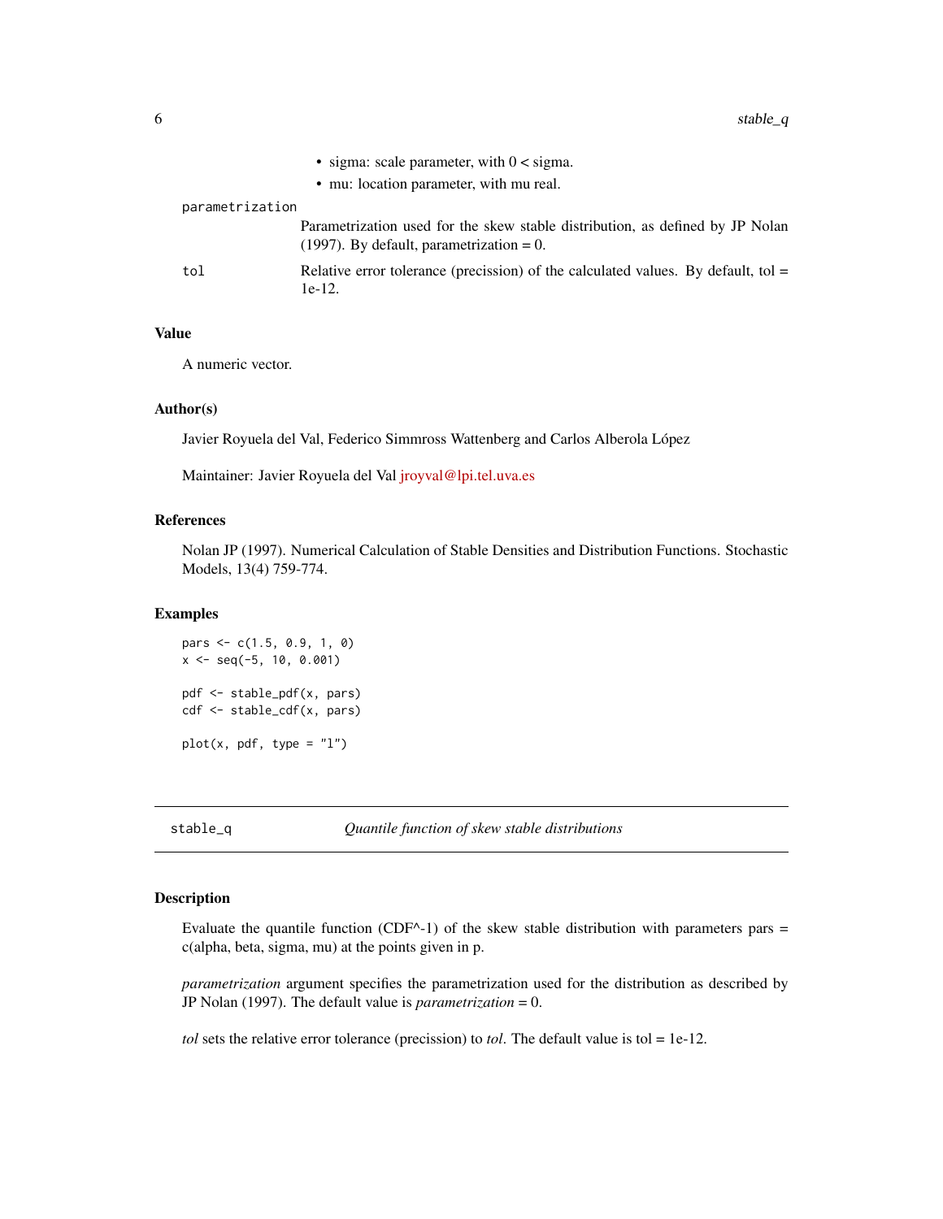- sigma: scale parameter, with 0 < sigma.
- mu: location parameter, with mu real.

`parametrization`
: Parametrization used for the skew stable distribution, as defined by JP Nolan (1997). By default, parametrization = 0.

`tol`
: Relative error tolerance (precission) of the calculated values. By default, tol = 1e-12.

### Value

A numeric vector.

### Author(s)

Javier Royuela del Val, Federico Simmross Wattenberg and Carlos Alberola López

Maintainer: Javier Royuela del Val jroyval@lpi.tel.uva.es

### References

Nolan JP (1997). Numerical Calculation of Stable Densities and Distribution Functions. Stochastic Models, 13(4) 759-774.

### Examples

```
pars <- c(1.5, 0.9, 1, 0)
x <- seq(-5, 10, 0.001)

pdf <- stable_pdf(x, pars)
cdf <- stable_cdf(x, pars)

plot(x, pdf, type = "l")
```

---

## stable_q — *Quantile function of skew stable distributions*

---

### Description

Evaluate the quantile function (CDF^-1) of the skew stable distribution with parameters pars = c(alpha, beta, sigma, mu) at the points given in p.

*parametrization* argument specifies the parametrization used for the distribution as described by JP Nolan (1997). The default value is *parametrization* = 0.

*tol* sets the relative error tolerance (precission) to *tol*. The default value is tol = 1e-12.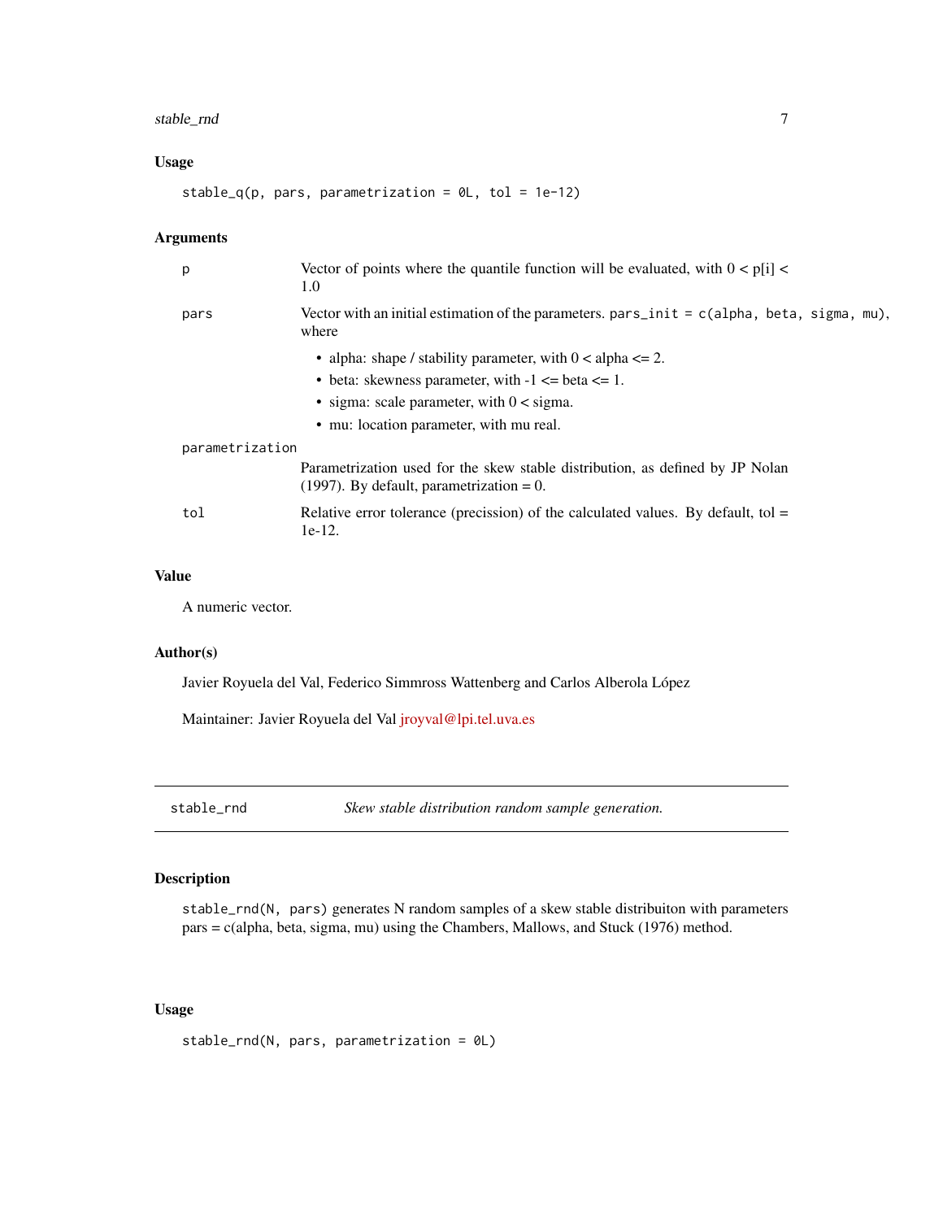### Usage

```
stable_q(p, pars, parametrization = 0L, tol = 1e-12)
```

### Arguments

- `p` — Vector of points where the quantile function will be evaluated, with 0 < p[i] < 1.0
- `pars` — Vector with an initial estimation of the parameters. `pars_init = c(alpha, beta, sigma, mu)`, where
  - alpha: shape / stability parameter, with 0 < alpha <= 2.
  - beta: skewness parameter, with -1 <= beta <= 1.
  - sigma: scale parameter, with 0 < sigma.
  - mu: location parameter, with mu real.
- `parametrization` — Parametrization used for the skew stable distribution, as defined by JP Nolan (1997). By default, parametrization = 0.
- `tol` — Relative error tolerance (precission) of the calculated values. By default, tol = 1e-12.

### Value

A numeric vector.

### Author(s)

Javier Royuela del Val, Federico Simmross Wattenberg and Carlos Alberola López

Maintainer: Javier Royuela del Val jroyval@lpi.tel.uva.es

---

## stable_rnd — *Skew stable distribution random sample generation.*

### Description

`stable_rnd(N, pars)` generates N random samples of a skew stable distribuiton with parameters pars = c(alpha, beta, sigma, mu) using the Chambers, Mallows, and Stuck (1976) method.

### Usage

```
stable_rnd(N, pars, parametrization = 0L)
```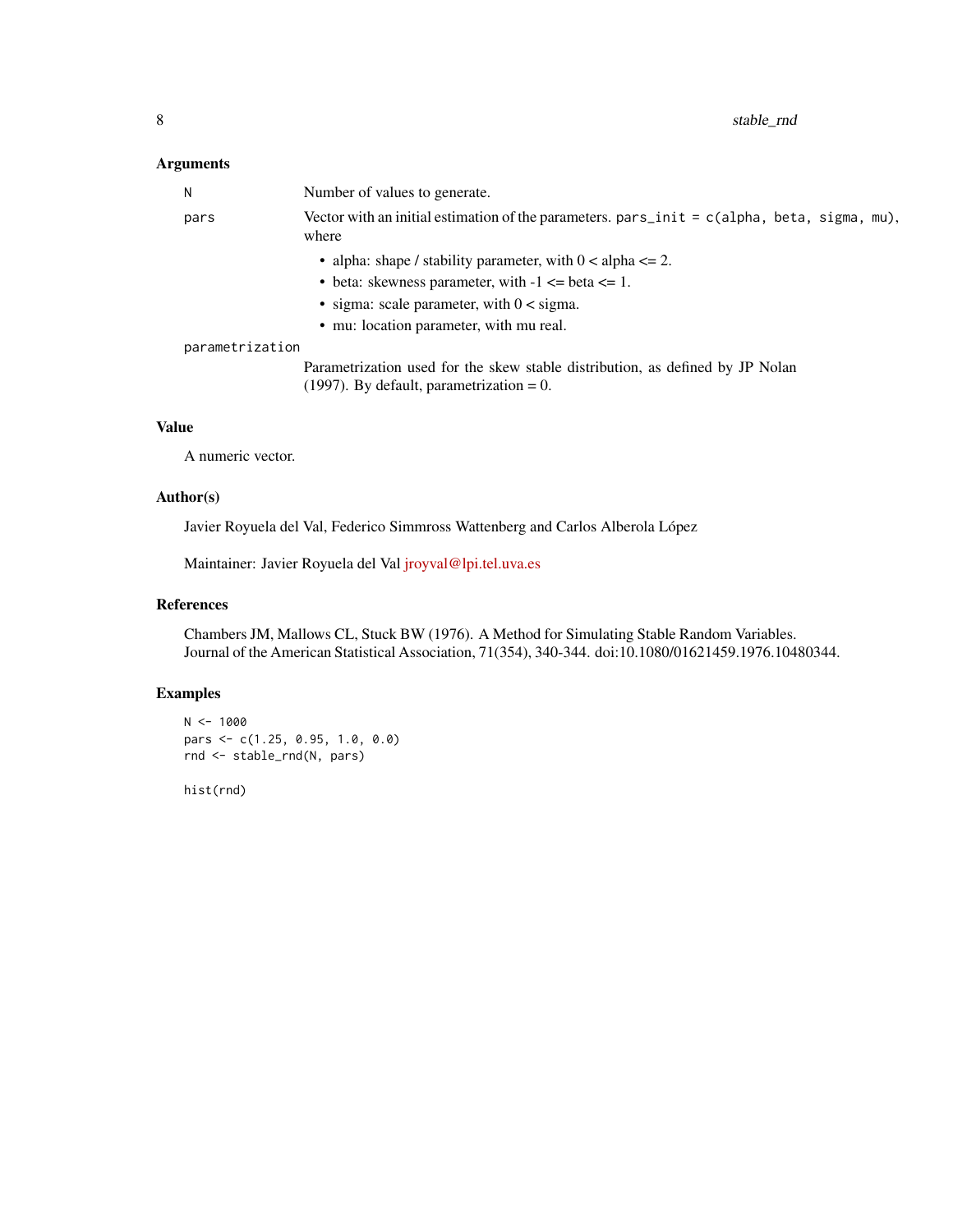## Arguments

`N` Number of values to generate.

`pars` Vector with an initial estimation of the parameters. `pars_init = c(alpha, beta, sigma, mu)`, where

- alpha: shape / stability parameter, with 0 < alpha <= 2.
- beta: skewness parameter, with -1 <= beta <= 1.
- sigma: scale parameter, with 0 < sigma.
- mu: location parameter, with mu real.

`parametrization`
Parametrization used for the skew stable distribution, as defined by JP Nolan (1997). By default, parametrization = 0.

## Value

A numeric vector.

## Author(s)

Javier Royuela del Val, Federico Simmross Wattenberg and Carlos Alberola López

Maintainer: Javier Royuela del Val jroyval@lpi.tel.uva.es

## References

Chambers JM, Mallows CL, Stuck BW (1976). A Method for Simulating Stable Random Variables. Journal of the American Statistical Association, 71(354), 340-344. doi:10.1080/01621459.1976.10480344.

## Examples

```
N <- 1000
pars <- c(1.25, 0.95, 1.0, 0.0)
rnd <- stable_rnd(N, pars)

hist(rnd)
```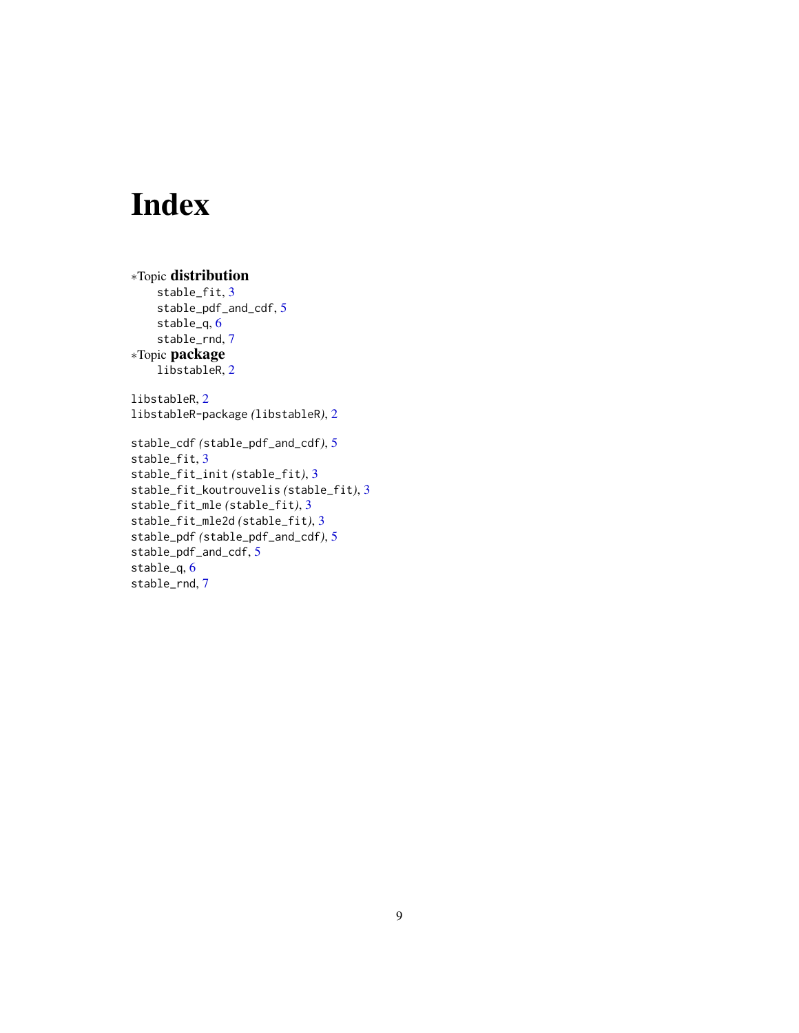# Index

*Topic **distribution**
    stable_fit, 3
    stable_pdf_and_cdf, 5
    stable_q, 6
    stable_rnd, 7
*Topic **package**
    libstableR, 2

libstableR, 2
libstableR-package *(*libstableR*)*, 2

stable_cdf *(*stable_pdf_and_cdf*)*, 5
stable_fit, 3
stable_fit_init *(*stable_fit*)*, 3
stable_fit_koutrouvelis *(*stable_fit*)*, 3
stable_fit_mle *(*stable_fit*)*, 3
stable_fit_mle2d *(*stable_fit*)*, 3
stable_pdf *(*stable_pdf_and_cdf*)*, 5
stable_pdf_and_cdf, 5
stable_q, 6
stable_rnd, 7